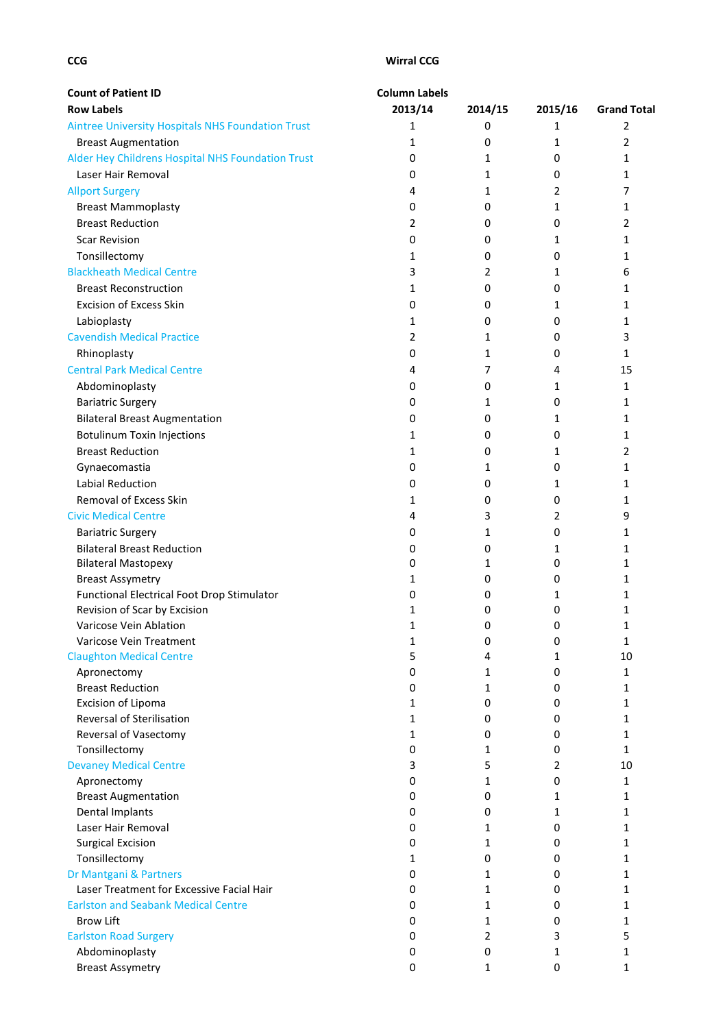| CCG | Wirral CCG | | | |
|---|---|---|---|---|
| | | | | |
| **Count of Patient ID** | **Column Labels** | | | |
| **Row Labels** | **2013/14** | **2014/15** | **2015/16** | **Grand Total** |
| Aintree University Hospitals NHS Foundation Trust | 1 | 0 | 1 | 2 |
| Breast Augmentation | 1 | 0 | 1 | 2 |
| Alder Hey Childrens Hospital NHS Foundation Trust | 0 | 1 | 0 | 1 |
| Laser Hair Removal | 0 | 1 | 0 | 1 |
| Allport Surgery | 4 | 1 | 2 | 7 |
| Breast Mammoplasty | 0 | 0 | 1 | 1 |
| Breast Reduction | 2 | 0 | 0 | 2 |
| Scar Revision | 0 | 0 | 1 | 1 |
| Tonsillectomy | 1 | 0 | 0 | 1 |
| Blackheath Medical Centre | 3 | 2 | 1 | 6 |
| Breast Reconstruction | 1 | 0 | 0 | 1 |
| Excision of Excess Skin | 0 | 0 | 1 | 1 |
| Labioplasty | 1 | 0 | 0 | 1 |
| Cavendish Medical Practice | 2 | 1 | 0 | 3 |
| Rhinoplasty | 0 | 1 | 0 | 1 |
| Central Park Medical Centre | 4 | 7 | 4 | 15 |
| Abdominoplasty | 0 | 0 | 1 | 1 |
| Bariatric Surgery | 0 | 1 | 0 | 1 |
| Bilateral Breast Augmentation | 0 | 0 | 1 | 1 |
| Botulinum Toxin Injections | 1 | 0 | 0 | 1 |
| Breast Reduction | 1 | 0 | 1 | 2 |
| Gynaecomastia | 0 | 1 | 0 | 1 |
| Labial Reduction | 0 | 0 | 1 | 1 |
| Removal of Excess Skin | 1 | 0 | 0 | 1 |
| Civic Medical Centre | 4 | 3 | 2 | 9 |
| Bariatric Surgery | 0 | 1 | 0 | 1 |
| Bilateral Breast Reduction | 0 | 0 | 1 | 1 |
| Bilateral Mastopexy | 0 | 1 | 0 | 1 |
| Breast Assymetry | 1 | 0 | 0 | 1 |
| Functional Electrical Foot Drop Stimulator | 0 | 0 | 1 | 1 |
| Revision of Scar by Excision | 1 | 0 | 0 | 1 |
| Varicose Vein Ablation | 1 | 0 | 0 | 1 |
| Varicose Vein Treatment | 1 | 0 | 0 | 1 |
| Claughton Medical Centre | 5 | 4 | 1 | 10 |
| Apronectomy | 0 | 1 | 0 | 1 |
| Breast Reduction | 0 | 1 | 0 | 1 |
| Excision of Lipoma | 1 | 0 | 0 | 1 |
| Reversal of Sterilisation | 1 | 0 | 0 | 1 |
| Reversal of Vasectomy | 1 | 0 | 0 | 1 |
| Tonsillectomy | 0 | 1 | 0 | 1 |
| Devaney Medical Centre | 3 | 5 | 2 | 10 |
| Apronectomy | 0 | 1 | 0 | 1 |
| Breast Augmentation | 0 | 0 | 1 | 1 |
| Dental Implants | 0 | 0 | 1 | 1 |
| Laser Hair Removal | 0 | 1 | 0 | 1 |
| Surgical Excision | 0 | 1 | 0 | 1 |
| Tonsillectomy | 1 | 0 | 0 | 1 |
| Dr Mantgani & Partners | 0 | 1 | 0 | 1 |
| Laser Treatment for Excessive Facial Hair | 0 | 1 | 0 | 1 |
| Earlston and Seabank Medical Centre | 0 | 1 | 0 | 1 |
| Brow Lift | 0 | 1 | 0 | 1 |
| Earlston Road Surgery | 0 | 2 | 3 | 5 |
| Abdominoplasty | 0 | 0 | 1 | 1 |
| Breast Assymetry | 0 | 1 | 0 | 1 |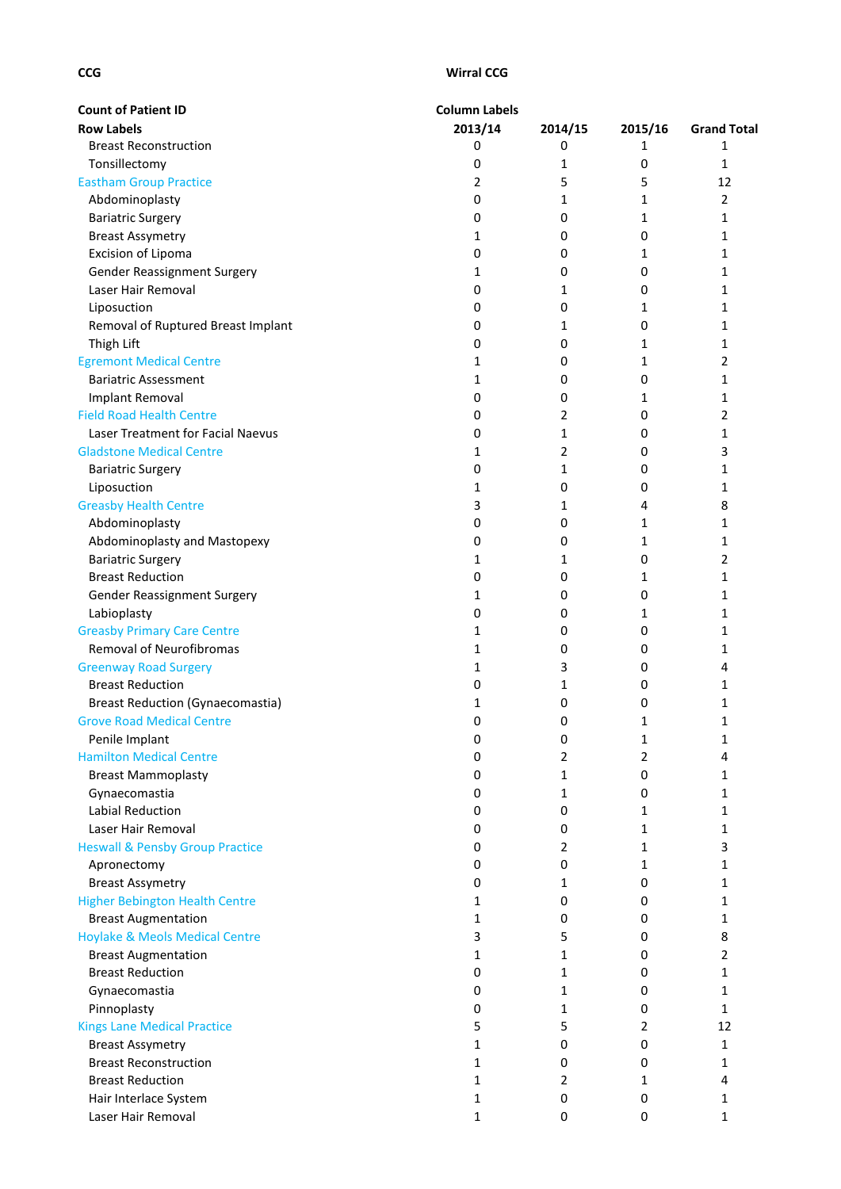| CCG | Wirral CCG | | | |
|---|---|---|---|---|
| **Count of Patient ID** | **Column Labels** | | | |
| **Row Labels** | **2013/14** | **2014/15** | **2015/16** | **Grand Total** |
| Breast Reconstruction | 0 | 0 | 1 | 1 |
| Tonsillectomy | 0 | 1 | 0 | 1 |
| Eastham Group Practice | 2 | 5 | 5 | 12 |
| Abdominoplasty | 0 | 1 | 1 | 2 |
| Bariatric Surgery | 0 | 0 | 1 | 1 |
| Breast Assymetry | 1 | 0 | 0 | 1 |
| Excision of Lipoma | 0 | 0 | 1 | 1 |
| Gender Reassignment Surgery | 1 | 0 | 0 | 1 |
| Laser Hair Removal | 0 | 1 | 0 | 1 |
| Liposuction | 0 | 0 | 1 | 1 |
| Removal of Ruptured Breast Implant | 0 | 1 | 0 | 1 |
| Thigh Lift | 0 | 0 | 1 | 1 |
| Egremont Medical Centre | 1 | 0 | 1 | 2 |
| Bariatric Assessment | 1 | 0 | 0 | 1 |
| Implant Removal | 0 | 0 | 1 | 1 |
| Field Road Health Centre | 0 | 2 | 0 | 2 |
| Laser Treatment for Facial Naevus | 0 | 1 | 0 | 1 |
| Gladstone Medical Centre | 1 | 2 | 0 | 3 |
| Bariatric Surgery | 0 | 1 | 0 | 1 |
| Liposuction | 1 | 0 | 0 | 1 |
| Greasby Health Centre | 3 | 1 | 4 | 8 |
| Abdominoplasty | 0 | 0 | 1 | 1 |
| Abdominoplasty and Mastopexy | 0 | 0 | 1 | 1 |
| Bariatric Surgery | 1 | 1 | 0 | 2 |
| Breast Reduction | 0 | 0 | 1 | 1 |
| Gender Reassignment Surgery | 1 | 0 | 0 | 1 |
| Labioplasty | 0 | 0 | 1 | 1 |
| Greasby Primary Care Centre | 1 | 0 | 0 | 1 |
| Removal of Neurofibromas | 1 | 0 | 0 | 1 |
| Greenway Road Surgery | 1 | 3 | 0 | 4 |
| Breast Reduction | 0 | 1 | 0 | 1 |
| Breast Reduction (Gynaecomastia) | 1 | 0 | 0 | 1 |
| Grove Road Medical Centre | 0 | 0 | 1 | 1 |
| Penile Implant | 0 | 0 | 1 | 1 |
| Hamilton Medical Centre | 0 | 2 | 2 | 4 |
| Breast Mammoplasty | 0 | 1 | 0 | 1 |
| Gynaecomastia | 0 | 1 | 0 | 1 |
| Labial Reduction | 0 | 0 | 1 | 1 |
| Laser Hair Removal | 0 | 0 | 1 | 1 |
| Heswall & Pensby Group Practice | 0 | 2 | 1 | 3 |
| Apronectomy | 0 | 0 | 1 | 1 |
| Breast Assymetry | 0 | 1 | 0 | 1 |
| Higher Bebington Health Centre | 1 | 0 | 0 | 1 |
| Breast Augmentation | 1 | 0 | 0 | 1 |
| Hoylake & Meols Medical Centre | 3 | 5 | 0 | 8 |
| Breast Augmentation | 1 | 1 | 0 | 2 |
| Breast Reduction | 0 | 1 | 0 | 1 |
| Gynaecomastia | 0 | 1 | 0 | 1 |
| Pinnoplasty | 0 | 1 | 0 | 1 |
| Kings Lane Medical Practice | 5 | 5 | 2 | 12 |
| Breast Assymetry | 1 | 0 | 0 | 1 |
| Breast Reconstruction | 1 | 0 | 0 | 1 |
| Breast Reduction | 1 | 2 | 1 | 4 |
| Hair Interlace System | 1 | 0 | 0 | 1 |
| Laser Hair Removal | 1 | 0 | 0 | 1 |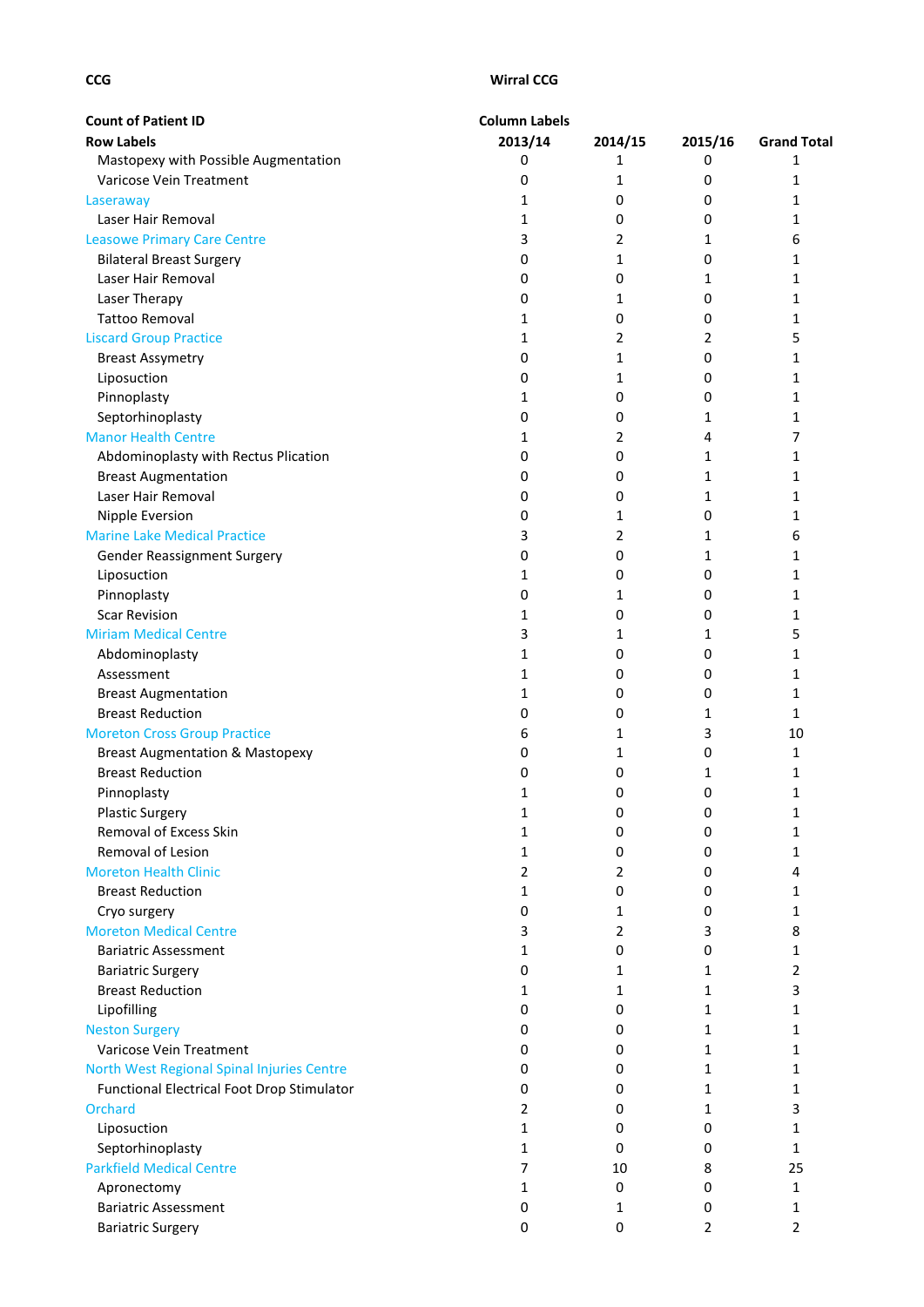**CCG** Wirral CCG

| **Count of Patient ID** | **Column Labels** | | | |
|---|---|---|---|---|
| **Row Labels** | **2013/14** | **2014/15** | **2015/16** | **Grand Total** |
| Mastopexy with Possible Augmentation | 0 | 1 | 0 | 1 |
| Varicose Vein Treatment | 0 | 1 | 0 | 1 |
| Laseraway | 1 | 0 | 0 | 1 |
| Laser Hair Removal | 1 | 0 | 0 | 1 |
| Leasowe Primary Care Centre | 3 | 2 | 1 | 6 |
| Bilateral Breast Surgery | 0 | 1 | 0 | 1 |
| Laser Hair Removal | 0 | 0 | 1 | 1 |
| Laser Therapy | 0 | 1 | 0 | 1 |
| Tattoo Removal | 1 | 0 | 0 | 1 |
| Liscard Group Practice | 1 | 2 | 2 | 5 |
| Breast Assymetry | 0 | 1 | 0 | 1 |
| Liposuction | 0 | 1 | 0 | 1 |
| Pinnoplasty | 1 | 0 | 0 | 1 |
| Septorhinoplasty | 0 | 0 | 1 | 1 |
| Manor Health Centre | 1 | 2 | 4 | 7 |
| Abdominoplasty with Rectus Plication | 0 | 0 | 1 | 1 |
| Breast Augmentation | 0 | 0 | 1 | 1 |
| Laser Hair Removal | 0 | 0 | 1 | 1 |
| Nipple Eversion | 0 | 1 | 0 | 1 |
| Marine Lake Medical Practice | 3 | 2 | 1 | 6 |
| Gender Reassignment Surgery | 0 | 0 | 1 | 1 |
| Liposuction | 1 | 0 | 0 | 1 |
| Pinnoplasty | 0 | 1 | 0 | 1 |
| Scar Revision | 1 | 0 | 0 | 1 |
| Miriam Medical Centre | 3 | 1 | 1 | 5 |
| Abdominoplasty | 1 | 0 | 0 | 1 |
| Assessment | 1 | 0 | 0 | 1 |
| Breast Augmentation | 1 | 0 | 0 | 1 |
| Breast Reduction | 0 | 0 | 1 | 1 |
| Moreton Cross Group Practice | 6 | 1 | 3 | 10 |
| Breast Augmentation & Mastopexy | 0 | 1 | 0 | 1 |
| Breast Reduction | 0 | 0 | 1 | 1 |
| Pinnoplasty | 1 | 0 | 0 | 1 |
| Plastic Surgery | 1 | 0 | 0 | 1 |
| Removal of Excess Skin | 1 | 0 | 0 | 1 |
| Removal of Lesion | 1 | 0 | 0 | 1 |
| Moreton Health Clinic | 2 | 2 | 0 | 4 |
| Breast Reduction | 1 | 0 | 0 | 1 |
| Cryo surgery | 0 | 1 | 0 | 1 |
| Moreton Medical Centre | 3 | 2 | 3 | 8 |
| Bariatric Assessment | 1 | 0 | 0 | 1 |
| Bariatric Surgery | 0 | 1 | 1 | 2 |
| Breast Reduction | 1 | 1 | 1 | 3 |
| Lipofilling | 0 | 0 | 1 | 1 |
| Neston Surgery | 0 | 0 | 1 | 1 |
| Varicose Vein Treatment | 0 | 0 | 1 | 1 |
| North West Regional Spinal Injuries Centre | 0 | 0 | 1 | 1 |
| Functional Electrical Foot Drop Stimulator | 0 | 0 | 1 | 1 |
| Orchard | 2 | 0 | 1 | 3 |
| Liposuction | 1 | 0 | 0 | 1 |
| Septorhinoplasty | 1 | 0 | 0 | 1 |
| Parkfield Medical Centre | 7 | 10 | 8 | 25 |
| Apronectomy | 1 | 0 | 0 | 1 |
| Bariatric Assessment | 0 | 1 | 0 | 1 |
| Bariatric Surgery | 0 | 0 | 2 | 2 |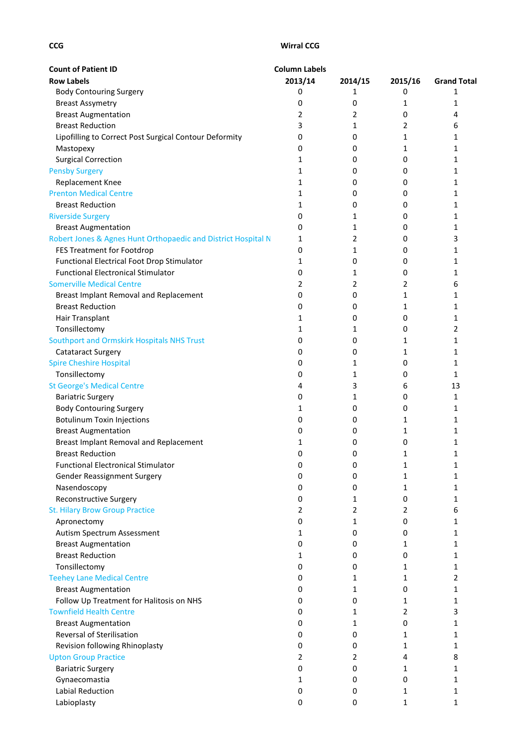| CCG | Wirral CCG | | | |
|---|---|---|---|---|
| | | | | |
| **Count of Patient ID** | **Column Labels** | | | |
| **Row Labels** | **2013/14** | **2014/15** | **2015/16** | **Grand Total** |
| Body Contouring Surgery | 0 | 1 | 0 | 1 |
| Breast Assymetry | 0 | 0 | 1 | 1 |
| Breast Augmentation | 2 | 2 | 0 | 4 |
| Breast Reduction | 3 | 1 | 2 | 6 |
| Lipofilling to Correct Post Surgical Contour Deformity | 0 | 0 | 1 | 1 |
| Mastopexy | 0 | 0 | 1 | 1 |
| Surgical Correction | 1 | 0 | 0 | 1 |
| Pensby Surgery | 1 | 0 | 0 | 1 |
| Replacement Knee | 1 | 0 | 0 | 1 |
| Prenton Medical Centre | 1 | 0 | 0 | 1 |
| Breast Reduction | 1 | 0 | 0 | 1 |
| Riverside Surgery | 0 | 1 | 0 | 1 |
| Breast Augmentation | 0 | 1 | 0 | 1 |
| Robert Jones & Agnes Hunt Orthopaedic and District Hospital N | 1 | 2 | 0 | 3 |
| FES Treatment for Footdrop | 0 | 1 | 0 | 1 |
| Functional Electrical Foot Drop Stimulator | 1 | 0 | 0 | 1 |
| Functional Electronical Stimulator | 0 | 1 | 0 | 1 |
| Somerville Medical Centre | 2 | 2 | 2 | 6 |
| Breast Implant Removal and Replacement | 0 | 0 | 1 | 1 |
| Breast Reduction | 0 | 0 | 1 | 1 |
| Hair Transplant | 1 | 0 | 0 | 1 |
| Tonsillectomy | 1 | 1 | 0 | 2 |
| Southport and Ormskirk Hospitals NHS Trust | 0 | 0 | 1 | 1 |
| Catataract Surgery | 0 | 0 | 1 | 1 |
| Spire Cheshire Hospital | 0 | 1 | 0 | 1 |
| Tonsillectomy | 0 | 1 | 0 | 1 |
| St George's Medical Centre | 4 | 3 | 6 | 13 |
| Bariatric Surgery | 0 | 1 | 0 | 1 |
| Body Contouring Surgery | 1 | 0 | 0 | 1 |
| Botulinum Toxin Injections | 0 | 0 | 1 | 1 |
| Breast Augmentation | 0 | 0 | 1 | 1 |
| Breast Implant Removal and Replacement | 1 | 0 | 0 | 1 |
| Breast Reduction | 0 | 0 | 1 | 1 |
| Functional Electronical Stimulator | 0 | 0 | 1 | 1 |
| Gender Reassignment Surgery | 0 | 0 | 1 | 1 |
| Nasendoscopy | 0 | 0 | 1 | 1 |
| Reconstructive Surgery | 0 | 1 | 0 | 1 |
| St. Hilary Brow Group Practice | 2 | 2 | 2 | 6 |
| Apronectomy | 0 | 1 | 0 | 1 |
| Autism Spectrum Assessment | 1 | 0 | 0 | 1 |
| Breast Augmentation | 0 | 0 | 1 | 1 |
| Breast Reduction | 1 | 0 | 0 | 1 |
| Tonsillectomy | 0 | 0 | 1 | 1 |
| Teehey Lane Medical Centre | 0 | 1 | 1 | 2 |
| Breast Augmentation | 0 | 1 | 0 | 1 |
| Follow Up Treatment for Halitosis on NHS | 0 | 0 | 1 | 1 |
| Townfield Health Centre | 0 | 1 | 2 | 3 |
| Breast Augmentation | 0 | 1 | 0 | 1 |
| Reversal of Sterilisation | 0 | 0 | 1 | 1 |
| Revision following Rhinoplasty | 0 | 0 | 1 | 1 |
| Upton Group Practice | 2 | 2 | 4 | 8 |
| Bariatric Surgery | 0 | 0 | 1 | 1 |
| Gynaecomastia | 1 | 0 | 0 | 1 |
| Labial Reduction | 0 | 0 | 1 | 1 |
| Labioplasty | 0 | 0 | 1 | 1 |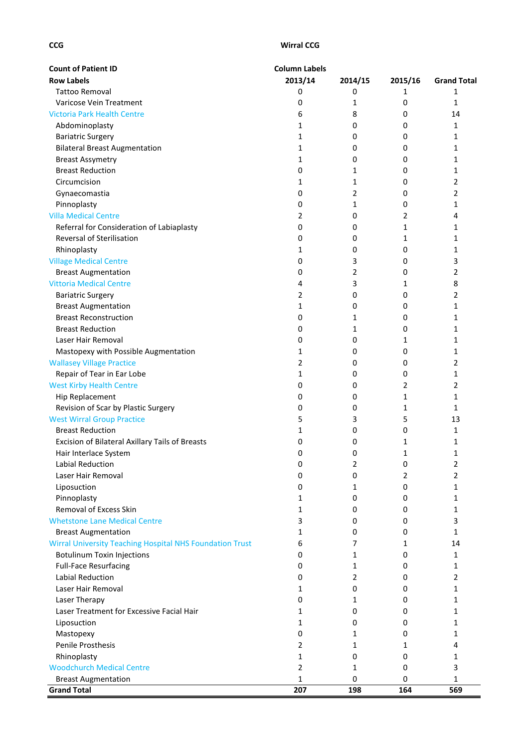| CCG | Wirral CCG | | | |
|---|---|---|---|---|
| **Count of Patient ID** | **Column Labels** | | | |
| **Row Labels** | **2013/14** | **2014/15** | **2015/16** | **Grand Total** |
| Tattoo Removal | 0 | 0 | 1 | 1 |
| Varicose Vein Treatment | 0 | 1 | 0 | 1 |
| Victoria Park Health Centre | 6 | 8 | 0 | 14 |
| Abdominoplasty | 1 | 0 | 0 | 1 |
| Bariatric Surgery | 1 | 0 | 0 | 1 |
| Bilateral Breast Augmentation | 1 | 0 | 0 | 1 |
| Breast Assymetry | 1 | 0 | 0 | 1 |
| Breast Reduction | 0 | 1 | 0 | 1 |
| Circumcision | 1 | 1 | 0 | 2 |
| Gynaecomastia | 0 | 2 | 0 | 2 |
| Pinnoplasty | 0 | 1 | 0 | 1 |
| Villa Medical Centre | 2 | 0 | 2 | 4 |
| Referral for Consideration of Labiaplasty | 0 | 0 | 1 | 1 |
| Reversal of Sterilisation | 0 | 0 | 1 | 1 |
| Rhinoplasty | 1 | 0 | 0 | 1 |
| Village Medical Centre | 0 | 3 | 0 | 3 |
| Breast Augmentation | 0 | 2 | 0 | 2 |
| Vittoria Medical Centre | 4 | 3 | 1 | 8 |
| Bariatric Surgery | 2 | 0 | 0 | 2 |
| Breast Augmentation | 1 | 0 | 0 | 1 |
| Breast Reconstruction | 0 | 1 | 0 | 1 |
| Breast Reduction | 0 | 1 | 0 | 1 |
| Laser Hair Removal | 0 | 0 | 1 | 1 |
| Mastopexy with Possible Augmentation | 1 | 0 | 0 | 1 |
| Wallasey Village Practice | 2 | 0 | 0 | 2 |
| Repair of Tear in Ear Lobe | 1 | 0 | 0 | 1 |
| West Kirby Health Centre | 0 | 0 | 2 | 2 |
| Hip Replacement | 0 | 0 | 1 | 1 |
| Revision of Scar by Plastic Surgery | 0 | 0 | 1 | 1 |
| West Wirral Group Practice | 5 | 3 | 5 | 13 |
| Breast Reduction | 1 | 0 | 0 | 1 |
| Excision of Bilateral Axillary Tails of Breasts | 0 | 0 | 1 | 1 |
| Hair Interlace System | 0 | 0 | 1 | 1 |
| Labial Reduction | 0 | 2 | 0 | 2 |
| Laser Hair Removal | 0 | 0 | 2 | 2 |
| Liposuction | 0 | 1 | 0 | 1 |
| Pinnoplasty | 1 | 0 | 0 | 1 |
| Removal of Excess Skin | 1 | 0 | 0 | 1 |
| Whetstone Lane Medical Centre | 3 | 0 | 0 | 3 |
| Breast Augmentation | 1 | 0 | 0 | 1 |
| Wirral University Teaching Hospital NHS Foundation Trust | 6 | 7 | 1 | 14 |
| Botulinum Toxin Injections | 0 | 1 | 0 | 1 |
| Full-Face Resurfacing | 0 | 1 | 0 | 1 |
| Labial Reduction | 0 | 2 | 0 | 2 |
| Laser Hair Removal | 1 | 0 | 0 | 1 |
| Laser Therapy | 0 | 1 | 0 | 1 |
| Laser Treatment for Excessive Facial Hair | 1 | 0 | 0 | 1 |
| Liposuction | 1 | 0 | 0 | 1 |
| Mastopexy | 0 | 1 | 0 | 1 |
| Penile Prosthesis | 2 | 1 | 1 | 4 |
| Rhinoplasty | 1 | 0 | 0 | 1 |
| Woodchurch Medical Centre | 2 | 1 | 0 | 3 |
| Breast Augmentation | 1 | 0 | 0 | 1 |
| **Grand Total** | **207** | **198** | **164** | **569** |